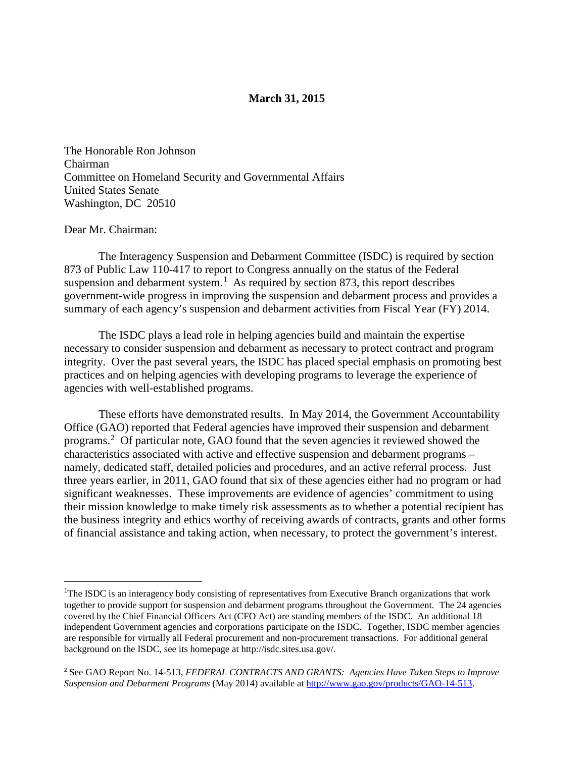**March 31, 2015**

The Honorable Ron Johnson
Chairman
Committee on Homeland Security and Governmental Affairs
United States Senate
Washington, DC 20510

Dear Mr. Chairman:

The Interagency Suspension and Debarment Committee (ISDC) is required by section 873 of Public Law 110-417 to report to Congress annually on the status of the Federal suspension and debarment system.[1] As required by section 873, this report describes government-wide progress in improving the suspension and debarment process and provides a summary of each agency's suspension and debarment activities from Fiscal Year (FY) 2014.

The ISDC plays a lead role in helping agencies build and maintain the expertise necessary to consider suspension and debarment as necessary to protect contract and program integrity. Over the past several years, the ISDC has placed special emphasis on promoting best practices and on helping agencies with developing programs to leverage the experience of agencies with well-established programs.

These efforts have demonstrated results. In May 2014, the Government Accountability Office (GAO) reported that Federal agencies have improved their suspension and debarment programs.[2] Of particular note, GAO found that the seven agencies it reviewed showed the characteristics associated with active and effective suspension and debarment programs – namely, dedicated staff, detailed policies and procedures, and an active referral process. Just three years earlier, in 2011, GAO found that six of these agencies either had no program or had significant weaknesses. These improvements are evidence of agencies' commitment to using their mission knowledge to make timely risk assessments as to whether a potential recipient has the business integrity and ethics worthy of receiving awards of contracts, grants and other forms of financial assistance and taking action, when necessary, to protect the government's interest.

---

[1] The ISDC is an interagency body consisting of representatives from Executive Branch organizations that work together to provide support for suspension and debarment programs throughout the Government. The 24 agencies covered by the Chief Financial Officers Act (CFO Act) are standing members of the ISDC. An additional 18 independent Government agencies and corporations participate on the ISDC. Together, ISDC member agencies are responsible for virtually all Federal procurement and non-procurement transactions. For additional general background on the ISDC, see its homepage at http://isdc.sites.usa.gov/.

[2] See GAO Report No. 14-513, *FEDERAL CONTRACTS AND GRANTS: Agencies Have Taken Steps to Improve Suspension and Debarment Programs* (May 2014) available at http://www.gao.gov/products/GAO-14-513.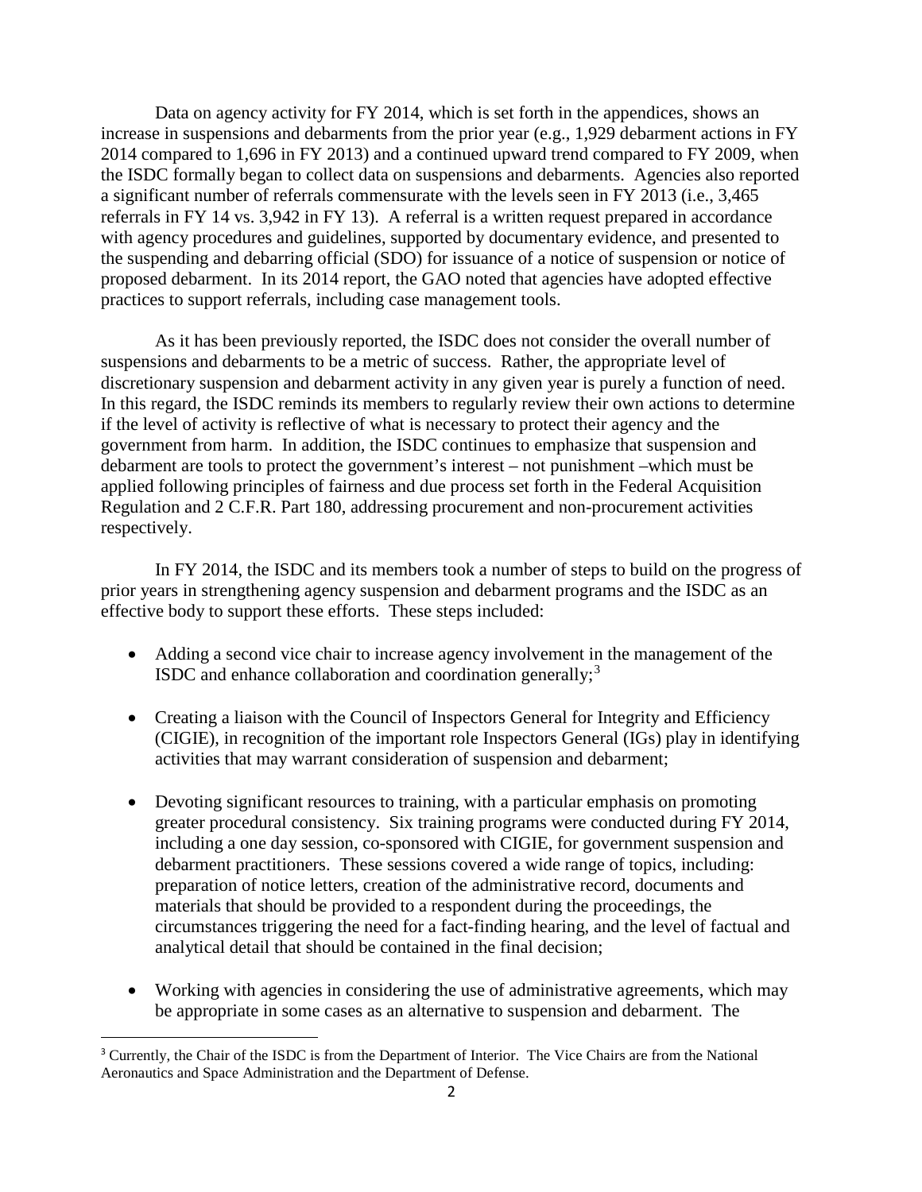Data on agency activity for FY 2014, which is set forth in the appendices, shows an increase in suspensions and debarments from the prior year (e.g., 1,929 debarment actions in FY 2014 compared to 1,696 in FY 2013) and a continued upward trend compared to FY 2009, when the ISDC formally began to collect data on suspensions and debarments. Agencies also reported a significant number of referrals commensurate with the levels seen in FY 2013 (i.e., 3,465 referrals in FY 14 vs. 3,942 in FY 13). A referral is a written request prepared in accordance with agency procedures and guidelines, supported by documentary evidence, and presented to the suspending and debarring official (SDO) for issuance of a notice of suspension or notice of proposed debarment. In its 2014 report, the GAO noted that agencies have adopted effective practices to support referrals, including case management tools.

As it has been previously reported, the ISDC does not consider the overall number of suspensions and debarments to be a metric of success. Rather, the appropriate level of discretionary suspension and debarment activity in any given year is purely a function of need. In this regard, the ISDC reminds its members to regularly review their own actions to determine if the level of activity is reflective of what is necessary to protect their agency and the government from harm. In addition, the ISDC continues to emphasize that suspension and debarment are tools to protect the government's interest – not punishment –which must be applied following principles of fairness and due process set forth in the Federal Acquisition Regulation and 2 C.F.R. Part 180, addressing procurement and non-procurement activities respectively.

In FY 2014, the ISDC and its members took a number of steps to build on the progress of prior years in strengthening agency suspension and debarment programs and the ISDC as an effective body to support these efforts. These steps included:

- Adding a second vice chair to increase agency involvement in the management of the ISDC and enhance collaboration and coordination generally;[3]
- Creating a liaison with the Council of Inspectors General for Integrity and Efficiency (CIGIE), in recognition of the important role Inspectors General (IGs) play in identifying activities that may warrant consideration of suspension and debarment;
- Devoting significant resources to training, with a particular emphasis on promoting greater procedural consistency. Six training programs were conducted during FY 2014, including a one day session, co-sponsored with CIGIE, for government suspension and debarment practitioners. These sessions covered a wide range of topics, including: preparation of notice letters, creation of the administrative record, documents and materials that should be provided to a respondent during the proceedings, the circumstances triggering the need for a fact-finding hearing, and the level of factual and analytical detail that should be contained in the final decision;
- Working with agencies in considering the use of administrative agreements, which may be appropriate in some cases as an alternative to suspension and debarment. The

[3] Currently, the Chair of the ISDC is from the Department of Interior. The Vice Chairs are from the National Aeronautics and Space Administration and the Department of Defense.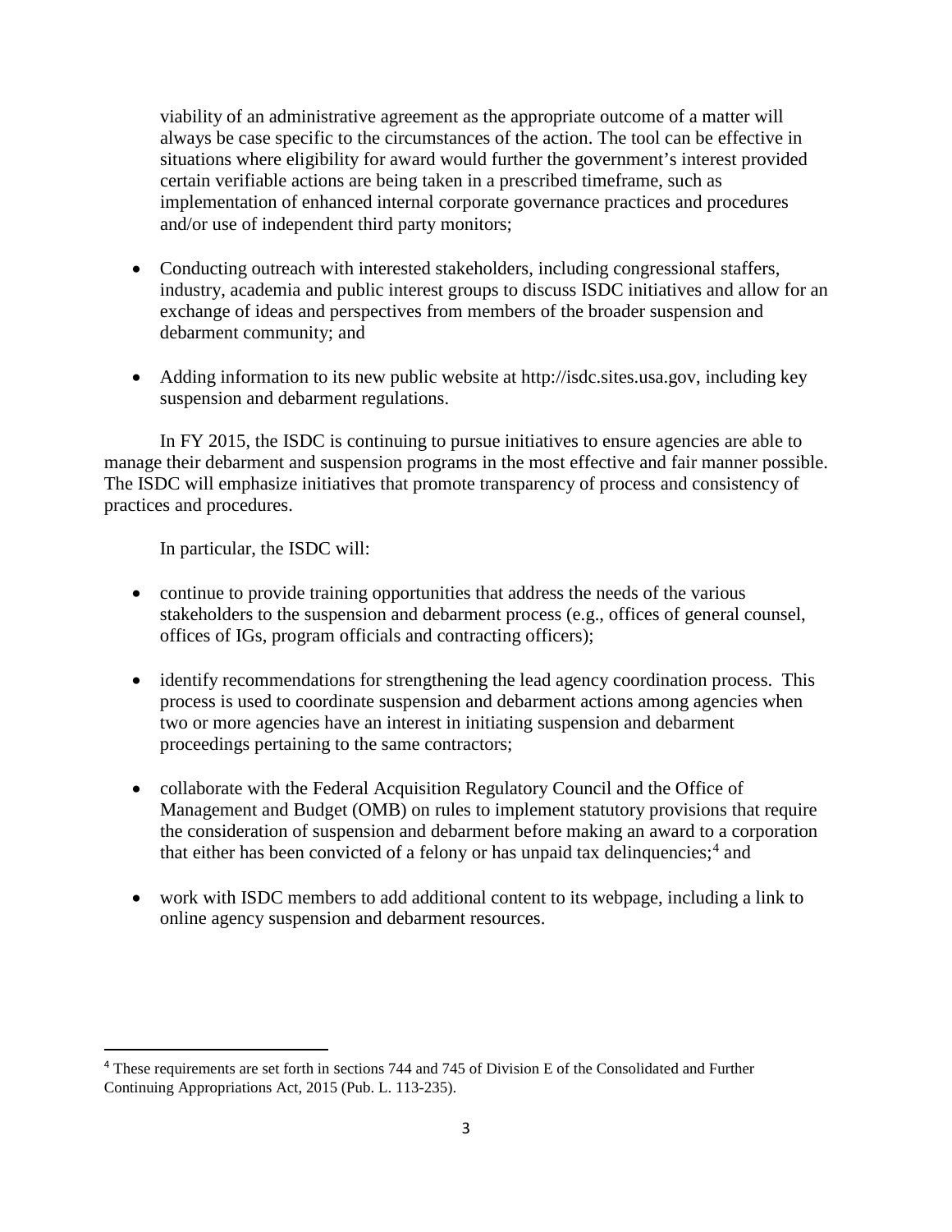viability of an administrative agreement as the appropriate outcome of a matter will always be case specific to the circumstances of the action. The tool can be effective in situations where eligibility for award would further the government's interest provided certain verifiable actions are being taken in a prescribed timeframe, such as implementation of enhanced internal corporate governance practices and procedures and/or use of independent third party monitors;

- Conducting outreach with interested stakeholders, including congressional staffers, industry, academia and public interest groups to discuss ISDC initiatives and allow for an exchange of ideas and perspectives from members of the broader suspension and debarment community; and
- Adding information to its new public website at http://isdc.sites.usa.gov, including key suspension and debarment regulations.

In FY 2015, the ISDC is continuing to pursue initiatives to ensure agencies are able to manage their debarment and suspension programs in the most effective and fair manner possible. The ISDC will emphasize initiatives that promote transparency of process and consistency of practices and procedures.

In particular, the ISDC will:

- continue to provide training opportunities that address the needs of the various stakeholders to the suspension and debarment process (e.g., offices of general counsel, offices of IGs, program officials and contracting officers);
- identify recommendations for strengthening the lead agency coordination process. This process is used to coordinate suspension and debarment actions among agencies when two or more agencies have an interest in initiating suspension and debarment proceedings pertaining to the same contractors;
- collaborate with the Federal Acquisition Regulatory Council and the Office of Management and Budget (OMB) on rules to implement statutory provisions that require the consideration of suspension and debarment before making an award to a corporation that either has been convicted of a felony or has unpaid tax delinquencies;[4] and
- work with ISDC members to add additional content to its webpage, including a link to online agency suspension and debarment resources.

[4] These requirements are set forth in sections 744 and 745 of Division E of the Consolidated and Further Continuing Appropriations Act, 2015 (Pub. L. 113-235).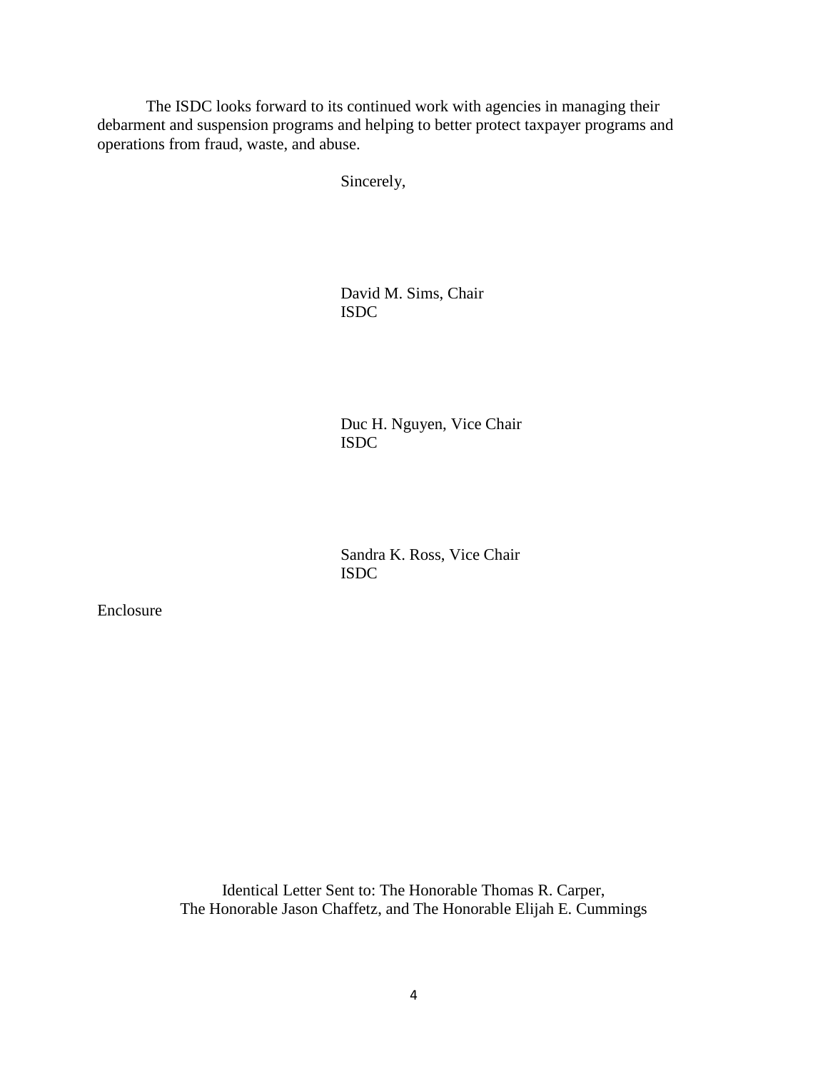The ISDC looks forward to its continued work with agencies in managing their debarment and suspension programs and helping to better protect taxpayer programs and operations from fraud, waste, and abuse.

Sincerely,

David M. Sims, Chair
ISDC

Duc H. Nguyen, Vice Chair
ISDC

Sandra K. Ross, Vice Chair
ISDC

Enclosure

Identical Letter Sent to: The Honorable Thomas R. Carper,
The Honorable Jason Chaffetz, and The Honorable Elijah E. Cummings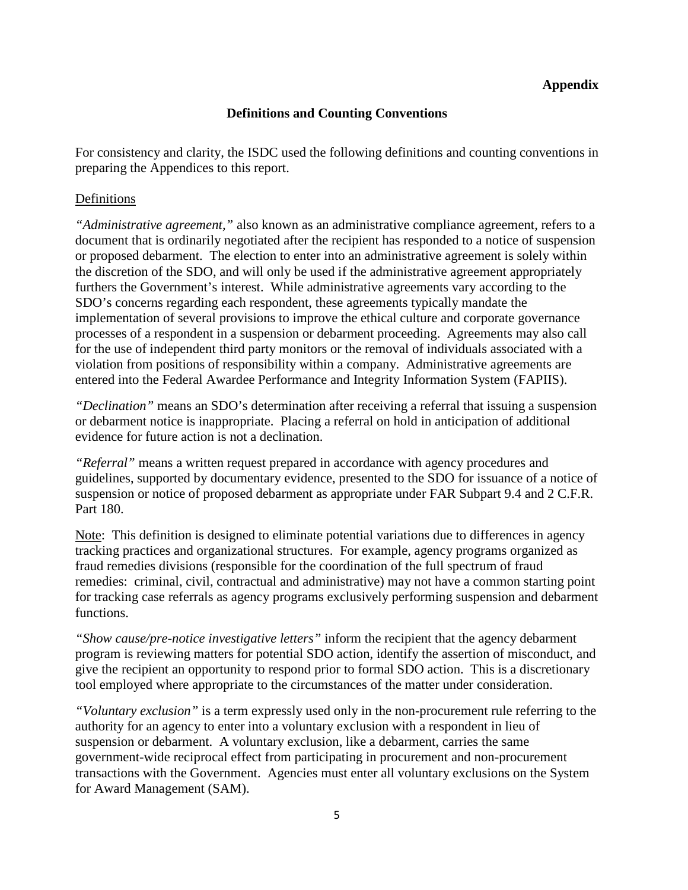**Appendix**

## Definitions and Counting Conventions

For consistency and clarity, the ISDC used the following definitions and counting conventions in preparing the Appendices to this report.

### Definitions

*"Administrative agreement,"* also known as an administrative compliance agreement, refers to a document that is ordinarily negotiated after the recipient has responded to a notice of suspension or proposed debarment. The election to enter into an administrative agreement is solely within the discretion of the SDO, and will only be used if the administrative agreement appropriately furthers the Government's interest. While administrative agreements vary according to the SDO's concerns regarding each respondent, these agreements typically mandate the implementation of several provisions to improve the ethical culture and corporate governance processes of a respondent in a suspension or debarment proceeding. Agreements may also call for the use of independent third party monitors or the removal of individuals associated with a violation from positions of responsibility within a company. Administrative agreements are entered into the Federal Awardee Performance and Integrity Information System (FAPIIS).

*"Declination"* means an SDO's determination after receiving a referral that issuing a suspension or debarment notice is inappropriate. Placing a referral on hold in anticipation of additional evidence for future action is not a declination.

*"Referral"* means a written request prepared in accordance with agency procedures and guidelines, supported by documentary evidence, presented to the SDO for issuance of a notice of suspension or notice of proposed debarment as appropriate under FAR Subpart 9.4 and 2 C.F.R. Part 180.

Note: This definition is designed to eliminate potential variations due to differences in agency tracking practices and organizational structures. For example, agency programs organized as fraud remedies divisions (responsible for the coordination of the full spectrum of fraud remedies: criminal, civil, contractual and administrative) may not have a common starting point for tracking case referrals as agency programs exclusively performing suspension and debarment functions.

*"Show cause/pre-notice investigative letters"* inform the recipient that the agency debarment program is reviewing matters for potential SDO action, identify the assertion of misconduct, and give the recipient an opportunity to respond prior to formal SDO action. This is a discretionary tool employed where appropriate to the circumstances of the matter under consideration.

*"Voluntary exclusion"* is a term expressly used only in the non-procurement rule referring to the authority for an agency to enter into a voluntary exclusion with a respondent in lieu of suspension or debarment. A voluntary exclusion, like a debarment, carries the same government-wide reciprocal effect from participating in procurement and non-procurement transactions with the Government. Agencies must enter all voluntary exclusions on the System for Award Management (SAM).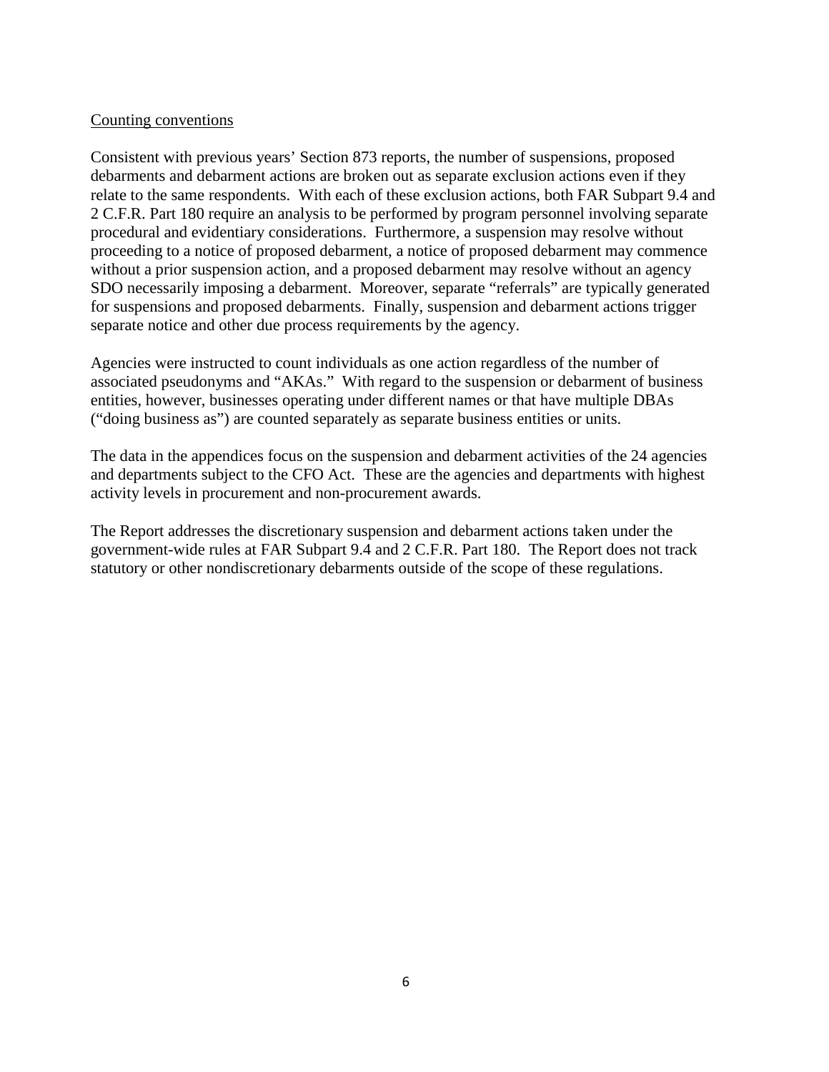Counting conventions

Consistent with previous years' Section 873 reports, the number of suspensions, proposed debarments and debarment actions are broken out as separate exclusion actions even if they relate to the same respondents. With each of these exclusion actions, both FAR Subpart 9.4 and 2 C.F.R. Part 180 require an analysis to be performed by program personnel involving separate procedural and evidentiary considerations. Furthermore, a suspension may resolve without proceeding to a notice of proposed debarment, a notice of proposed debarment may commence without a prior suspension action, and a proposed debarment may resolve without an agency SDO necessarily imposing a debarment. Moreover, separate "referrals" are typically generated for suspensions and proposed debarments. Finally, suspension and debarment actions trigger separate notice and other due process requirements by the agency.

Agencies were instructed to count individuals as one action regardless of the number of associated pseudonyms and "AKAs." With regard to the suspension or debarment of business entities, however, businesses operating under different names or that have multiple DBAs ("doing business as") are counted separately as separate business entities or units.

The data in the appendices focus on the suspension and debarment activities of the 24 agencies and departments subject to the CFO Act. These are the agencies and departments with highest activity levels in procurement and non-procurement awards.

The Report addresses the discretionary suspension and debarment actions taken under the government-wide rules at FAR Subpart 9.4 and 2 C.F.R. Part 180. The Report does not track statutory or other nondiscretionary debarments outside of the scope of these regulations.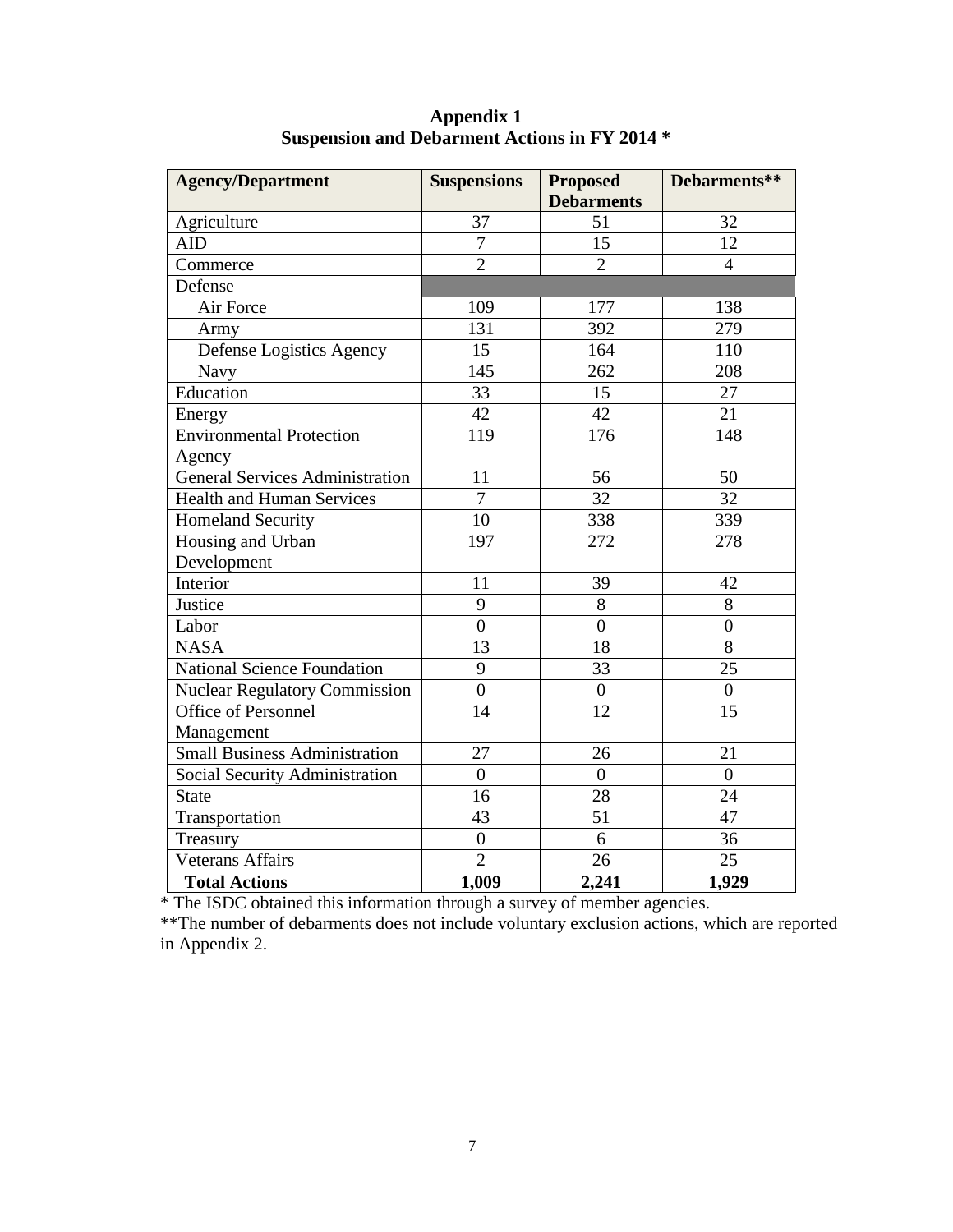**Appendix 1**
**Suspension and Debarment Actions in FY 2014 ***

| Agency/Department | Suspensions | Proposed Debarments | Debarments** |
|---|---|---|---|
| Agriculture | 37 | 51 | 32 |
| AID | 7 | 15 | 12 |
| Commerce | 2 | 2 | 4 |
| Defense | | | |
| Air Force | 109 | 177 | 138 |
| Army | 131 | 392 | 279 |
| Defense Logistics Agency | 15 | 164 | 110 |
| Navy | 145 | 262 | 208 |
| Education | 33 | 15 | 27 |
| Energy | 42 | 42 | 21 |
| Environmental Protection Agency | 119 | 176 | 148 |
| General Services Administration | 11 | 56 | 50 |
| Health and Human Services | 7 | 32 | 32 |
| Homeland Security | 10 | 338 | 339 |
| Housing and Urban Development | 197 | 272 | 278 |
| Interior | 11 | 39 | 42 |
| Justice | 9 | 8 | 8 |
| Labor | 0 | 0 | 0 |
| NASA | 13 | 18 | 8 |
| National Science Foundation | 9 | 33 | 25 |
| Nuclear Regulatory Commission | 0 | 0 | 0 |
| Office of Personnel Management | 14 | 12 | 15 |
| Small Business Administration | 27 | 26 | 21 |
| Social Security Administration | 0 | 0 | 0 |
| State | 16 | 28 | 24 |
| Transportation | 43 | 51 | 47 |
| Treasury | 0 | 6 | 36 |
| Veterans Affairs | 2 | 26 | 25 |
| **Total Actions** | **1,009** | **2,241** | **1,929** |

* The ISDC obtained this information through a survey of member agencies.

**The number of debarments does not include voluntary exclusion actions, which are reported in Appendix 2.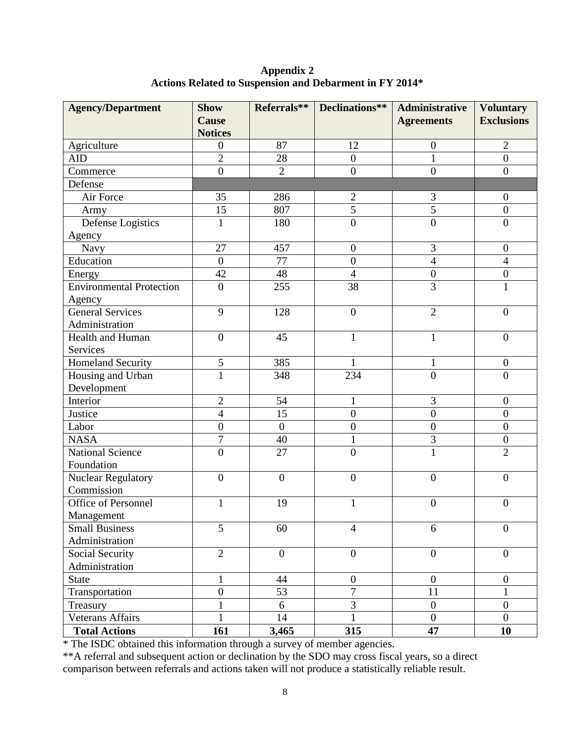**Appendix 2**
**Actions Related to Suspension and Debarment in FY 2014***

| Agency/Department | Show Cause Notices | Referrals** | Declinations** | Administrative Agreements | Voluntary Exclusions |
|---|---|---|---|---|---|
| Agriculture | 0 | 87 | 12 | 0 | 2 |
| AID | 2 | 28 | 0 | 1 | 0 |
| Commerce | 0 | 2 | 0 | 0 | 0 |
| Defense | | | | | |
| Air Force | 35 | 286 | 2 | 3 | 0 |
| Army | 15 | 807 | 5 | 5 | 0 |
| Defense Logistics Agency | 1 | 180 | 0 | 0 | 0 |
| Navy | 27 | 457 | 0 | 3 | 0 |
| Education | 0 | 77 | 0 | 4 | 4 |
| Energy | 42 | 48 | 4 | 0 | 0 |
| Environmental Protection Agency | 0 | 255 | 38 | 3 | 1 |
| General Services Administration | 9 | 128 | 0 | 2 | 0 |
| Health and Human Services | 0 | 45 | 1 | 1 | 0 |
| Homeland Security | 5 | 385 | 1 | 1 | 0 |
| Housing and Urban Development | 1 | 348 | 234 | 0 | 0 |
| Interior | 2 | 54 | 1 | 3 | 0 |
| Justice | 4 | 15 | 0 | 0 | 0 |
| Labor | 0 | 0 | 0 | 0 | 0 |
| NASA | 7 | 40 | 1 | 3 | 0 |
| National Science Foundation | 0 | 27 | 0 | 1 | 2 |
| Nuclear Regulatory Commission | 0 | 0 | 0 | 0 | 0 |
| Office of Personnel Management | 1 | 19 | 1 | 0 | 0 |
| Small Business Administration | 5 | 60 | 4 | 6 | 0 |
| Social Security Administration | 2 | 0 | 0 | 0 | 0 |
| State | 1 | 44 | 0 | 0 | 0 |
| Transportation | 0 | 53 | 7 | 11 | 1 |
| Treasury | 1 | 6 | 3 | 0 | 0 |
| Veterans Affairs | 1 | 14 | 1 | 0 | 0 |
| **Total Actions** | **161** | **3,465** | **315** | **47** | **10** |

* The ISDC obtained this information through a survey of member agencies.

**A referral and subsequent action or declination by the SDO may cross fiscal years, so a direct comparison between referrals and actions taken will not produce a statistically reliable result.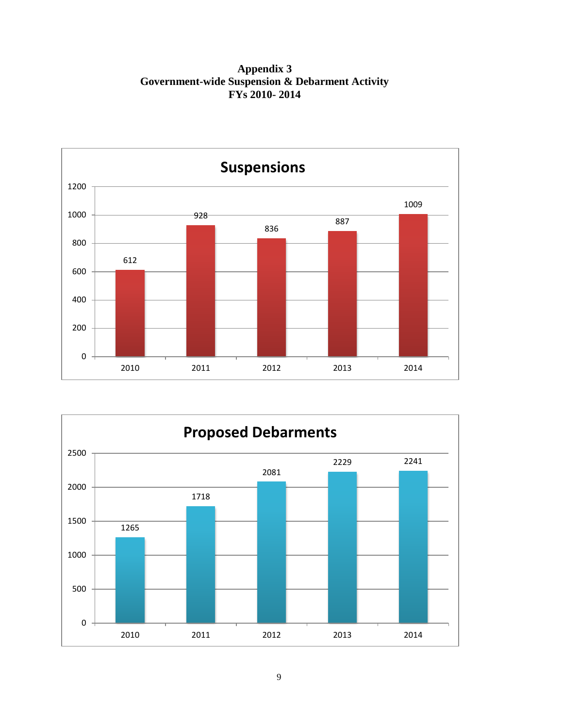**Appendix 3**
**Government-wide Suspension & Debarment Activity**
**FYs 2010- 2014**

**Suspensions**

| Year | Suspensions |
|---|---|
| 2010 | 612 |
| 2011 | 928 |
| 2012 | 836 |
| 2013 | 887 |
| 2014 | 1009 |

**Proposed Debarments**

| Year | Proposed Debarments |
|---|---|
| 2010 | 1265 |
| 2011 | 1718 |
| 2012 | 2081 |
| 2013 | 2229 |
| 2014 | 2241 |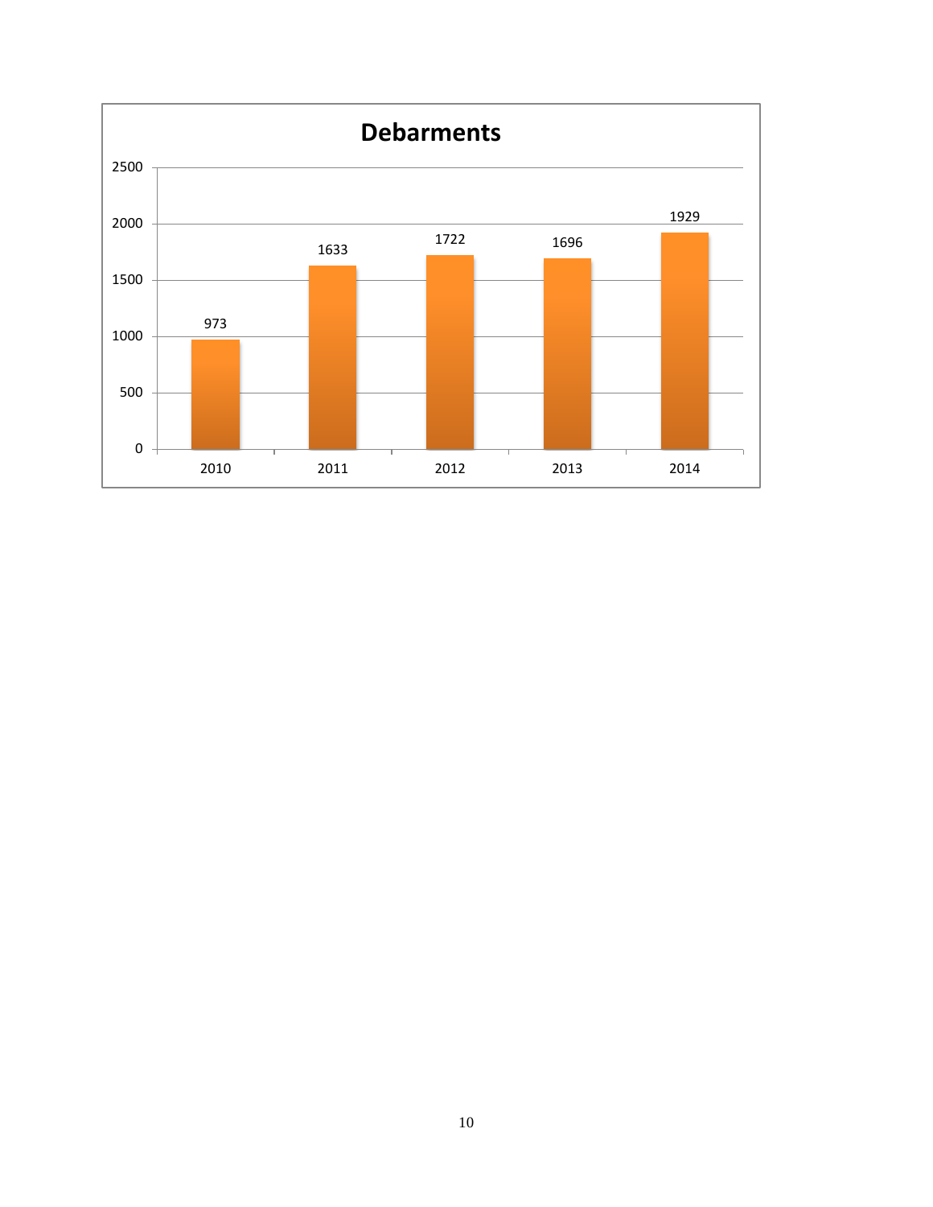**Debarments**

2500
2000
1500
1000
500
0

973
1633
1722
1696
1929

2010
2011
2012
2013
2014